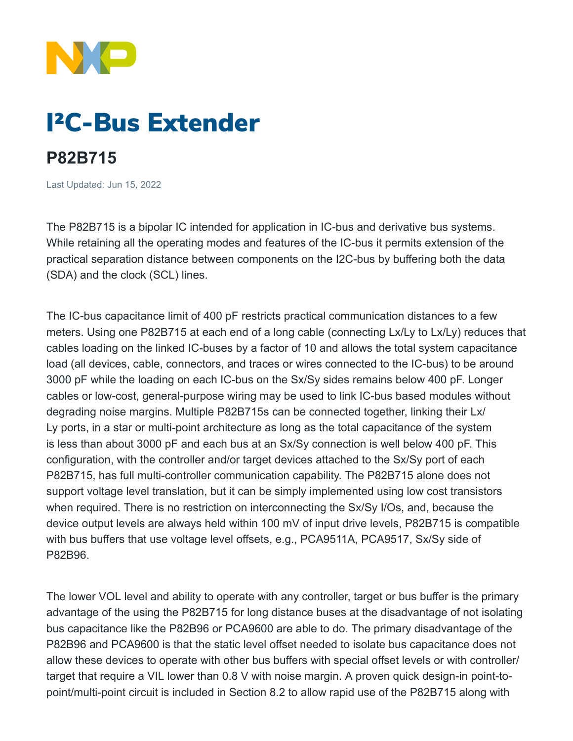# I²C-Bus Extender

## P82B715

Last Updated: Jun 15, 2022

The P82B715 is a bipolar IC intended for application in IC-bus and derivative bus systems. While retaining all the operating modes and features of the IC-bus it permits extension of the practical separation distance between components on the I2C-bus by buffering both the data (SDA) and the clock (SCL) lines.

The IC-bus capacitance limit of 400 pF restricts practical communication distances to a few meters. Using one P82B715 at each end of a long cable (connecting Lx/Ly to Lx/Ly) reduces that cables loading on the linked IC-buses by a factor of 10 and allows the total system capacitance load (all devices, cable, connectors, and traces or wires connected to the IC-bus) to be around 3000 pF while the loading on each IC-bus on the Sx/Sy sides remains below 400 pF. Longer cables or low-cost, general-purpose wiring may be used to link IC-bus based modules without degrading noise margins. Multiple P82B715s can be connected together, linking their Lx/Ly ports, in a star or multi-point architecture as long as the total capacitance of the system is less than about 3000 pF and each bus at an Sx/Sy connection is well below 400 pF. This configuration, with the controller and/or target devices attached to the Sx/Sy port of each P82B715, has full multi-controller communication capability. The P82B715 alone does not support voltage level translation, but it can be simply implemented using low cost transistors when required. There is no restriction on interconnecting the Sx/Sy I/Os, and, because the device output levels are always held within 100 mV of input drive levels, P82B715 is compatible with bus buffers that use voltage level offsets, e.g., PCA9511A, PCA9517, Sx/Sy side of P82B96.

The lower VOL level and ability to operate with any controller, target or bus buffer is the primary advantage of the using the P82B715 for long distance buses at the disadvantage of not isolating bus capacitance like the P82B96 or PCA9600 are able to do. The primary disadvantage of the P82B96 and PCA9600 is that the static level offset needed to isolate bus capacitance does not allow these devices to operate with other bus buffers with special offset levels or with controller/target that require a VIL lower than 0.8 V with noise margin. A proven quick design-in point-to-point/multi-point circuit is included in Section 8.2 to allow rapid use of the P82B715 along with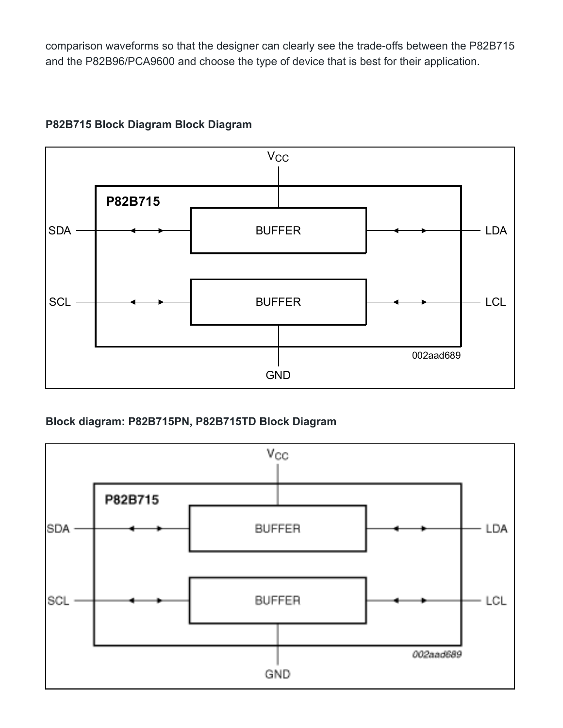comparison waveforms so that the designer can clearly see the trade-offs between the P82B715 and the P82B96/PCA9600 and choose the type of device that is best for their application.

**P82B715 Block Diagram Block Diagram**

$V_{CC}$

P82B715

SDA — BUFFER — LDA

SCL — BUFFER — LCL

002aad689

GND

**Block diagram: P82B715PN, P82B715TD Block Diagram**

$V_{CC}$

P82B715

SDA — BUFFER — LDA

SCL — BUFFER — LCL

002aad689

GND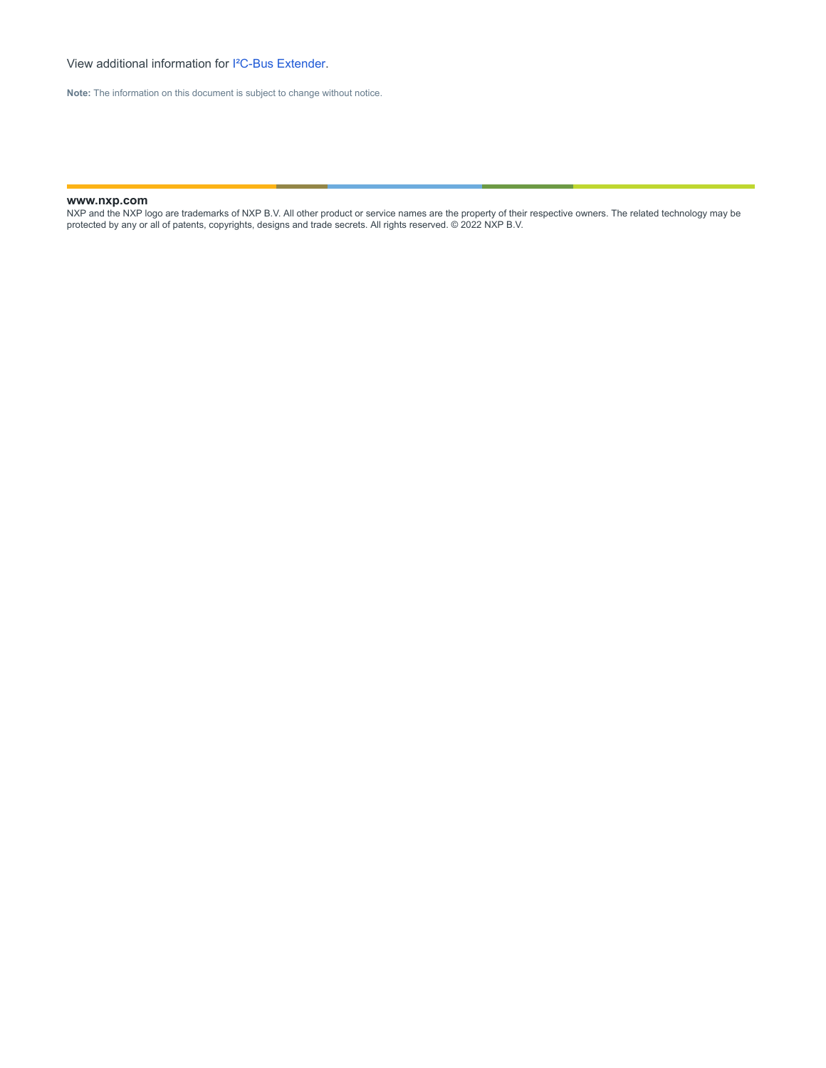View additional information for I²C-Bus Extender.

**Note:** The information on this document is subject to change without notice.

**www.nxp.com**

NXP and the NXP logo are trademarks of NXP B.V. All other product or service names are the property of their respective owners. The related technology may be protected by any or all of patents, copyrights, designs and trade secrets. All rights reserved. © 2022 NXP B.V.